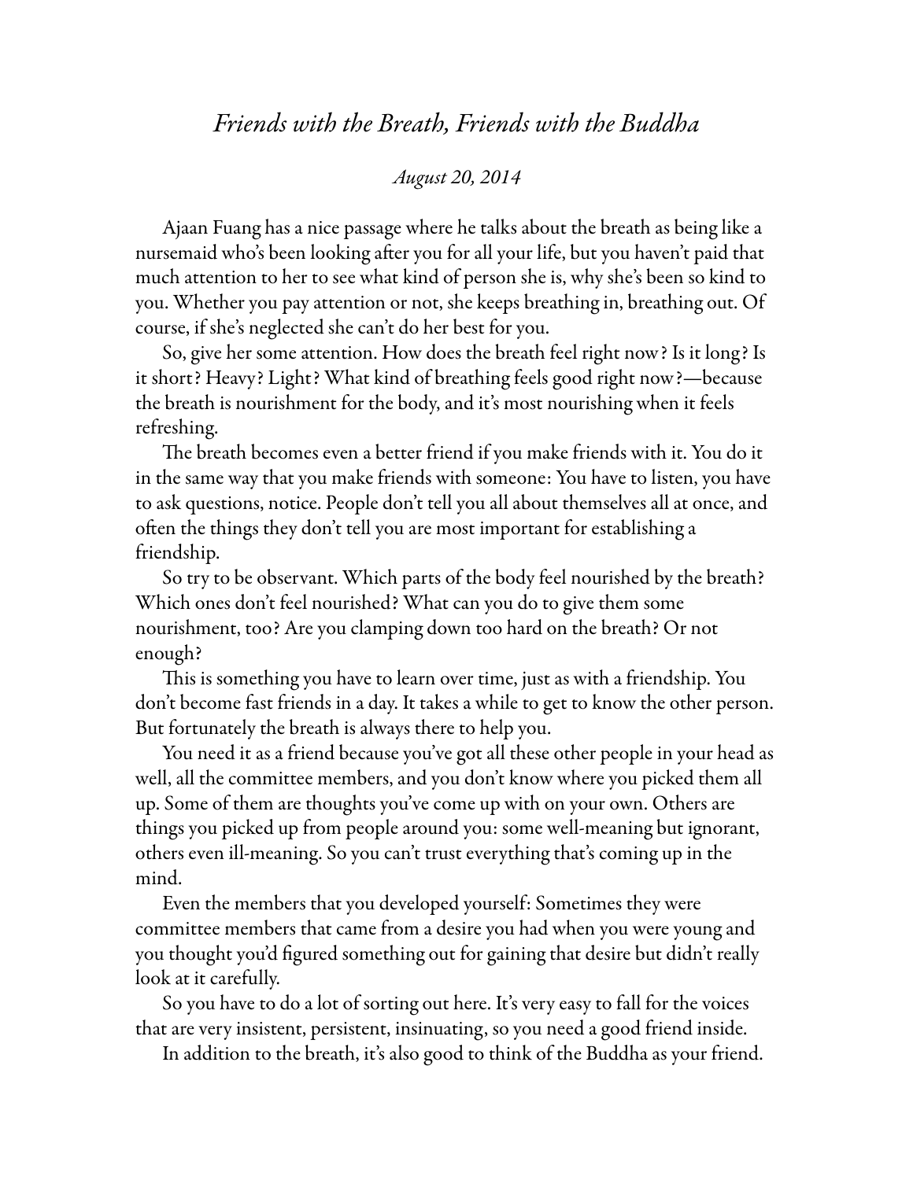# *Friends with the Breath, Friends with the Buddha*

*August 20, 2014*

Ajaan Fuang has a nice passage where he talks about the breath as being like a nursemaid who's been looking after you for all your life, but you haven't paid that much attention to her to see what kind of person she is, why she's been so kind to you. Whether you pay attention or not, she keeps breathing in, breathing out. Of course, if she's neglected she can't do her best for you.

So, give her some attention. How does the breath feel right now? Is it long? Is it short? Heavy? Light? What kind of breathing feels good right now?—because the breath is nourishment for the body, and it's most nourishing when it feels refreshing.

The breath becomes even a better friend if you make friends with it. You do it in the same way that you make friends with someone: You have to listen, you have to ask questions, notice. People don't tell you all about themselves all at once, and often the things they don't tell you are most important for establishing a friendship.

So try to be observant. Which parts of the body feel nourished by the breath? Which ones don't feel nourished? What can you do to give them some nourishment, too? Are you clamping down too hard on the breath? Or not enough?

This is something you have to learn over time, just as with a friendship. You don't become fast friends in a day. It takes a while to get to know the other person. But fortunately the breath is always there to help you.

You need it as a friend because you've got all these other people in your head as well, all the committee members, and you don't know where you picked them all up. Some of them are thoughts you've come up with on your own. Others are things you picked up from people around you: some well-meaning but ignorant, others even ill-meaning. So you can't trust everything that's coming up in the mind.

Even the members that you developed yourself: Sometimes they were committee members that came from a desire you had when you were young and you thought you'd figured something out for gaining that desire but didn't really look at it carefully.

So you have to do a lot of sorting out here. It's very easy to fall for the voices that are very insistent, persistent, insinuating, so you need a good friend inside.

In addition to the breath, it's also good to think of the Buddha as your friend.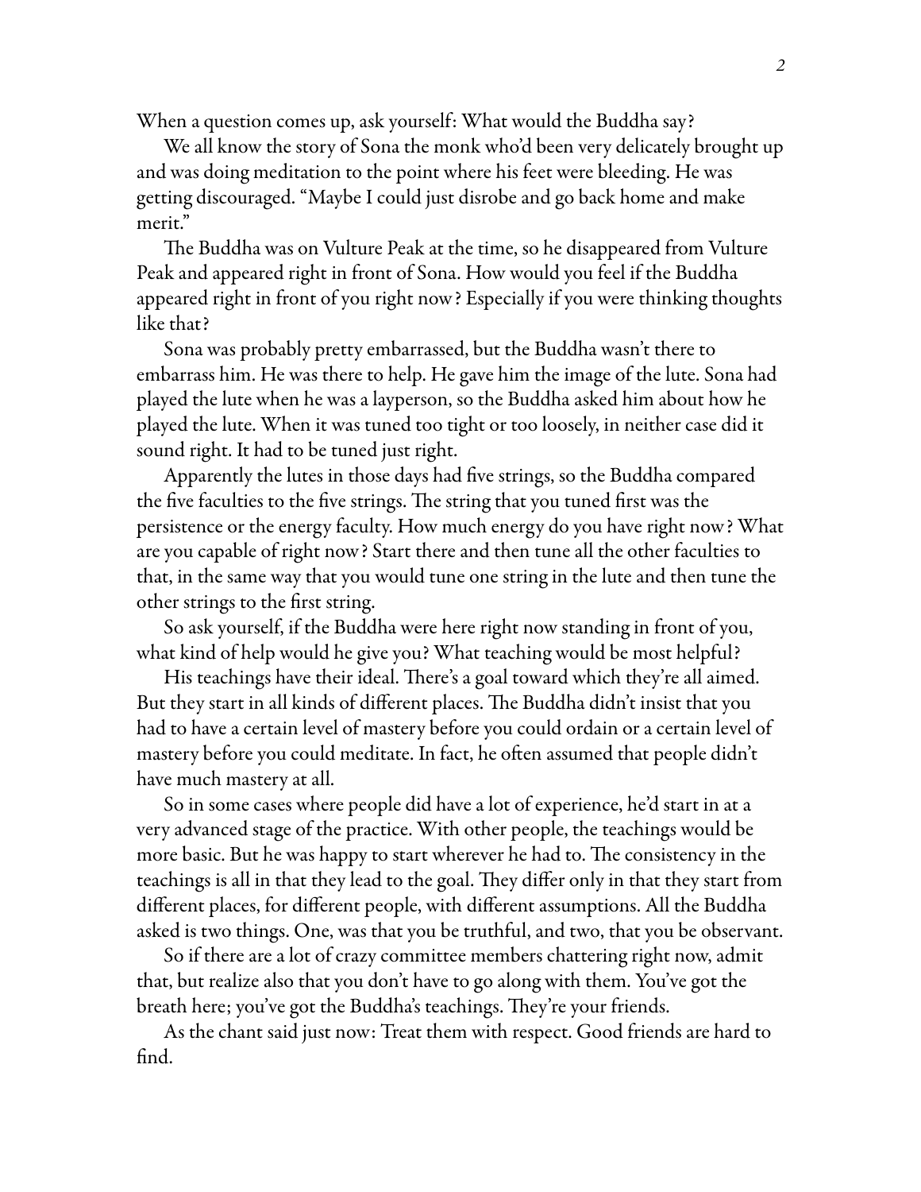When a question comes up, ask yourself: What would the Buddha say?

We all know the story of Sona the monk who'd been very delicately brought up and was doing meditation to the point where his feet were bleeding. He was getting discouraged. "Maybe I could just disrobe and go back home and make merit."

The Buddha was on Vulture Peak at the time, so he disappeared from Vulture Peak and appeared right in front of Sona. How would you feel if the Buddha appeared right in front of you right now? Especially if you were thinking thoughts like that?

Sona was probably pretty embarrassed, but the Buddha wasn't there to embarrass him. He was there to help. He gave him the image of the lute. Sona had played the lute when he was a layperson, so the Buddha asked him about how he played the lute. When it was tuned too tight or too loosely, in neither case did it sound right. It had to be tuned just right.

Apparently the lutes in those days had five strings, so the Buddha compared the five faculties to the five strings. The string that you tuned first was the persistence or the energy faculty. How much energy do you have right now? What are you capable of right now? Start there and then tune all the other faculties to that, in the same way that you would tune one string in the lute and then tune the other strings to the first string.

So ask yourself, if the Buddha were here right now standing in front of you, what kind of help would he give you? What teaching would be most helpful?

His teachings have their ideal. There's a goal toward which they're all aimed. But they start in all kinds of different places. The Buddha didn't insist that you had to have a certain level of mastery before you could ordain or a certain level of mastery before you could meditate. In fact, he often assumed that people didn't have much mastery at all.

So in some cases where people did have a lot of experience, he'd start in at a very advanced stage of the practice. With other people, the teachings would be more basic. But he was happy to start wherever he had to. The consistency in the teachings is all in that they lead to the goal. They differ only in that they start from different places, for different people, with different assumptions. All the Buddha asked is two things. One, was that you be truthful, and two, that you be observant.

So if there are a lot of crazy committee members chattering right now, admit that, but realize also that you don't have to go along with them. You've got the breath here; you've got the Buddha's teachings. They're your friends.

As the chant said just now: Treat them with respect. Good friends are hard to find.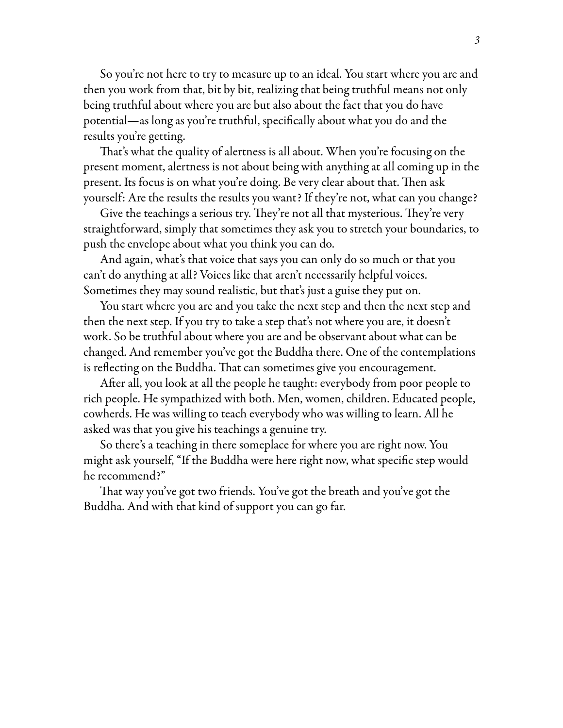So you're not here to try to measure up to an ideal. You start where you are and then you work from that, bit by bit, realizing that being truthful means not only being truthful about where you are but also about the fact that you do have potential—as long as you're truthful, specifically about what you do and the results you're getting.

That's what the quality of alertness is all about. When you're focusing on the present moment, alertness is not about being with anything at all coming up in the present. Its focus is on what you're doing. Be very clear about that. Then ask yourself: Are the results the results you want? If they're not, what can you change?

Give the teachings a serious try. They're not all that mysterious. They're very straightforward, simply that sometimes they ask you to stretch your boundaries, to push the envelope about what you think you can do.

And again, what's that voice that says you can only do so much or that you can't do anything at all? Voices like that aren't necessarily helpful voices. Sometimes they may sound realistic, but that's just a guise they put on.

You start where you are and you take the next step and then the next step and then the next step. If you try to take a step that's not where you are, it doesn't work. So be truthful about where you are and be observant about what can be changed. And remember you've got the Buddha there. One of the contemplations is reflecting on the Buddha. That can sometimes give you encouragement.

After all, you look at all the people he taught: everybody from poor people to rich people. He sympathized with both. Men, women, children. Educated people, cowherds. He was willing to teach everybody who was willing to learn. All he asked was that you give his teachings a genuine try.

So there's a teaching in there someplace for where you are right now. You might ask yourself, "If the Buddha were here right now, what specific step would he recommend?"

That way you've got two friends. You've got the breath and you've got the Buddha. And with that kind of support you can go far.